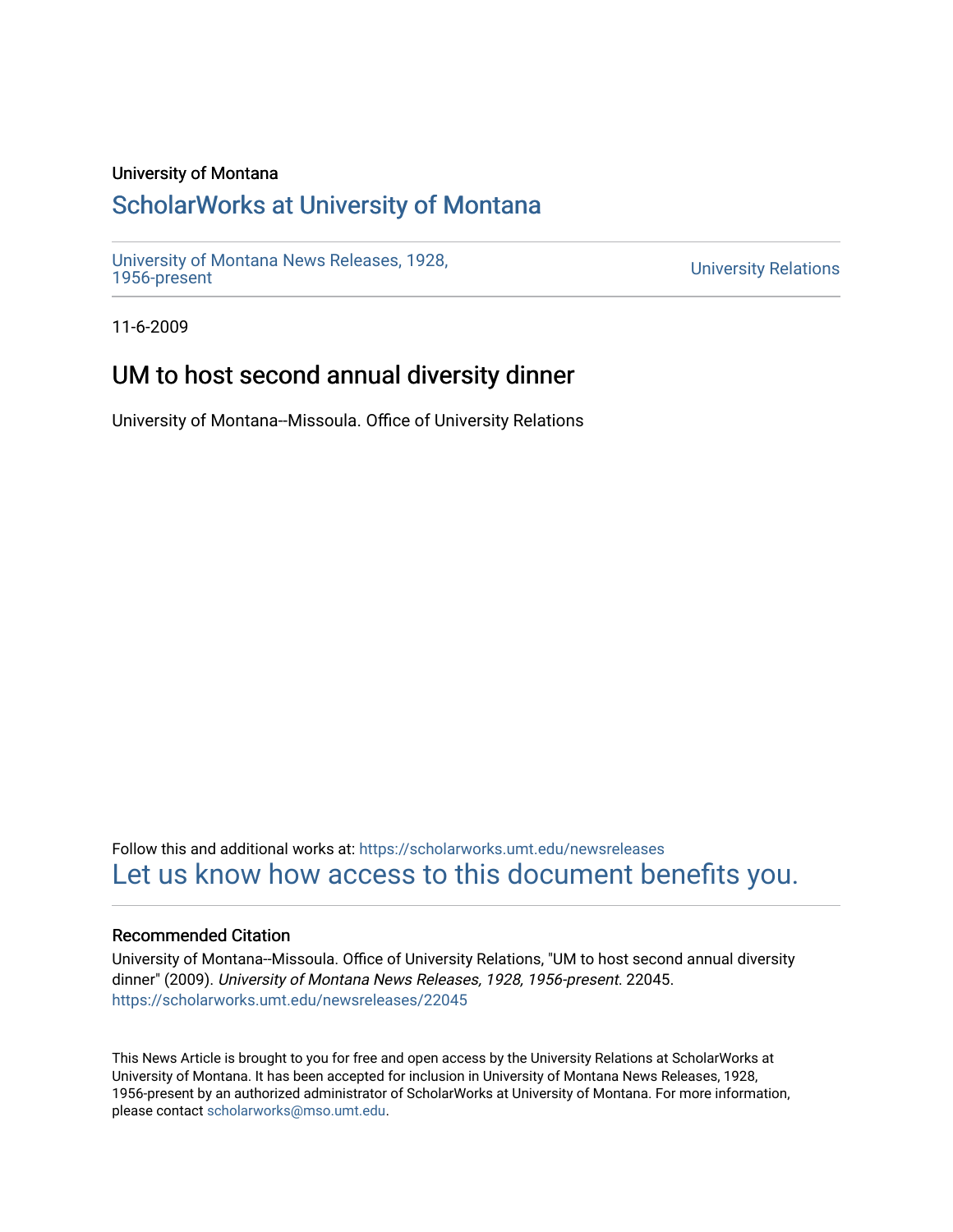University of Montana

# ScholarWorks at University of Montana

University of Montana News Releases, 1928, 1956-present

University Relations

11-6-2009

## UM to host second annual diversity dinner

University of Montana--Missoula. Office of University Relations

Follow this and additional works at: https://scholarworks.umt.edu/newsreleases

Let us know how access to this document benefits you.

### Recommended Citation

University of Montana--Missoula. Office of University Relations, "UM to host second annual diversity dinner" (2009). *University of Montana News Releases, 1928, 1956-present*. 22045.
https://scholarworks.umt.edu/newsreleases/22045

This News Article is brought to you for free and open access by the University Relations at ScholarWorks at University of Montana. It has been accepted for inclusion in University of Montana News Releases, 1928, 1956-present by an authorized administrator of ScholarWorks at University of Montana. For more information, please contact scholarworks@mso.umt.edu.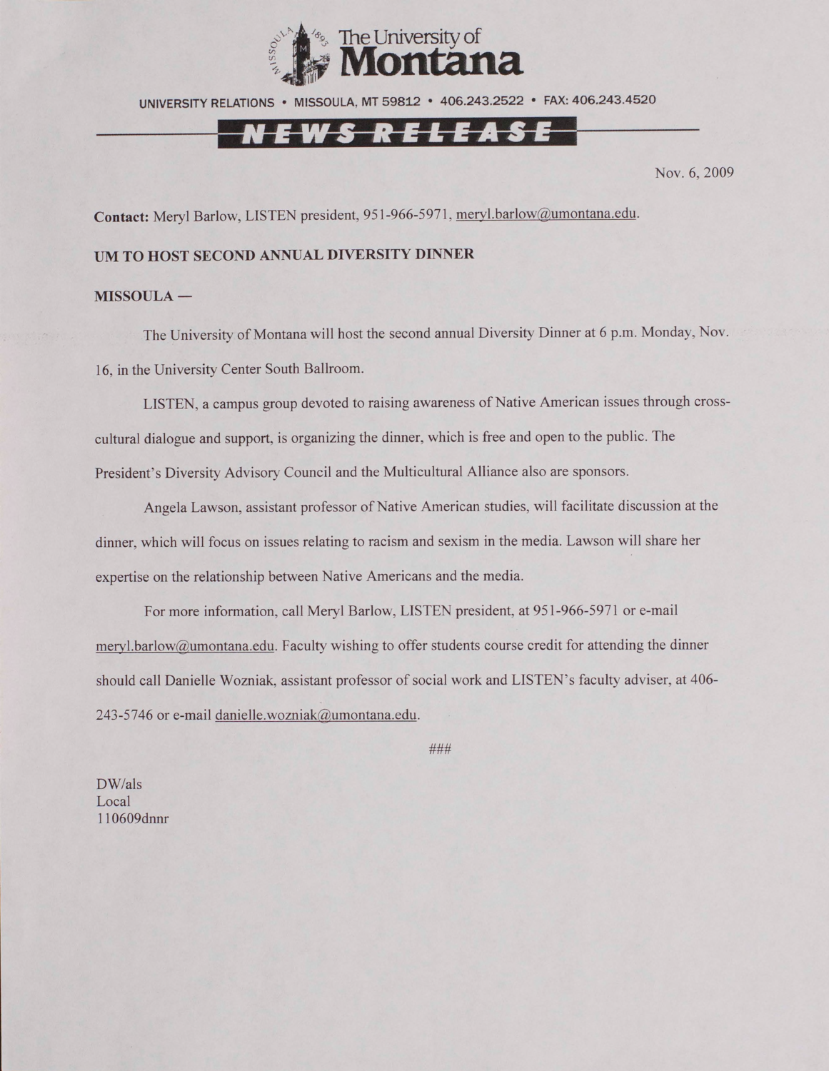The University of Montana

UNIVERSITY RELATIONS • MISSOULA, MT 59812 • 406.243.2522 • FAX: 406.243.4520

NEWS RELEASE

Nov. 6, 2009

**Contact:** Meryl Barlow, LISTEN president, 951-966-5971, meryl.barlow@umontana.edu.

**UM TO HOST SECOND ANNUAL DIVERSITY DINNER**

**MISSOULA —**

The University of Montana will host the second annual Diversity Dinner at 6 p.m. Monday, Nov. 16, in the University Center South Ballroom.

LISTEN, a campus group devoted to raising awareness of Native American issues through cross-cultural dialogue and support, is organizing the dinner, which is free and open to the public. The President's Diversity Advisory Council and the Multicultural Alliance also are sponsors.

Angela Lawson, assistant professor of Native American studies, will facilitate discussion at the dinner, which will focus on issues relating to racism and sexism in the media. Lawson will share her expertise on the relationship between Native Americans and the media.

For more information, call Meryl Barlow, LISTEN president, at 951-966-5971 or e-mail meryl.barlow@umontana.edu. Faculty wishing to offer students course credit for attending the dinner should call Danielle Wozniak, assistant professor of social work and LISTEN's faculty adviser, at 406-243-5746 or e-mail danielle.wozniak@umontana.edu.

###

DW/als
Local
110609dnnr